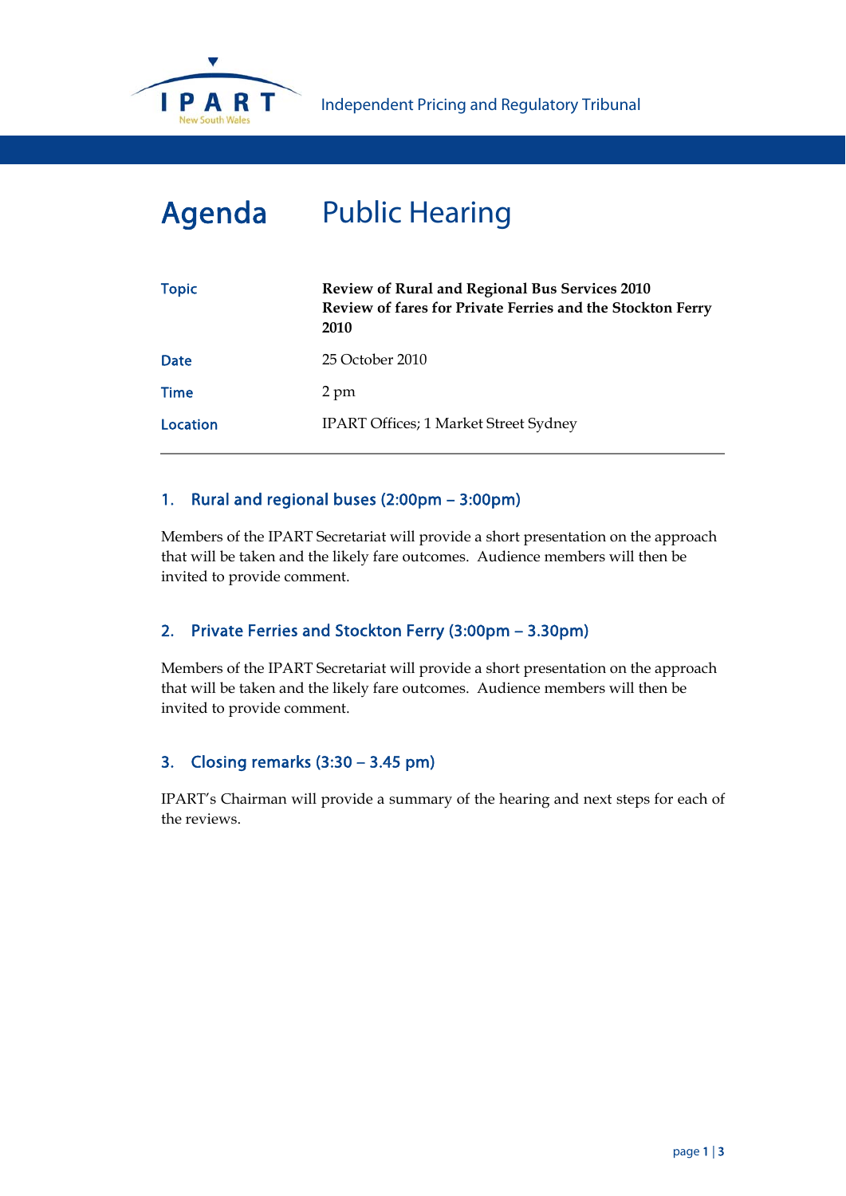Independent Pricing and Regulatory Tribunal

# Agenda Public Hearing

| | |
|---|---|
| Topic | **Review of Rural and Regional Bus Services 2010**<br>**Review of fares for Private Ferries and the Stockton Ferry 2010** |
| Date | 25 October 2010 |
| Time | 2 pm |
| Location | IPART Offices; 1 Market Street Sydney |

## 1. Rural and regional buses (2:00pm – 3:00pm)

Members of the IPART Secretariat will provide a short presentation on the approach that will be taken and the likely fare outcomes. Audience members will then be invited to provide comment.

## 2. Private Ferries and Stockton Ferry (3:00pm – 3.30pm)

Members of the IPART Secretariat will provide a short presentation on the approach that will be taken and the likely fare outcomes. Audience members will then be invited to provide comment.

## 3. Closing remarks (3:30 – 3.45 pm)

IPART's Chairman will provide a summary of the hearing and next steps for each of the reviews.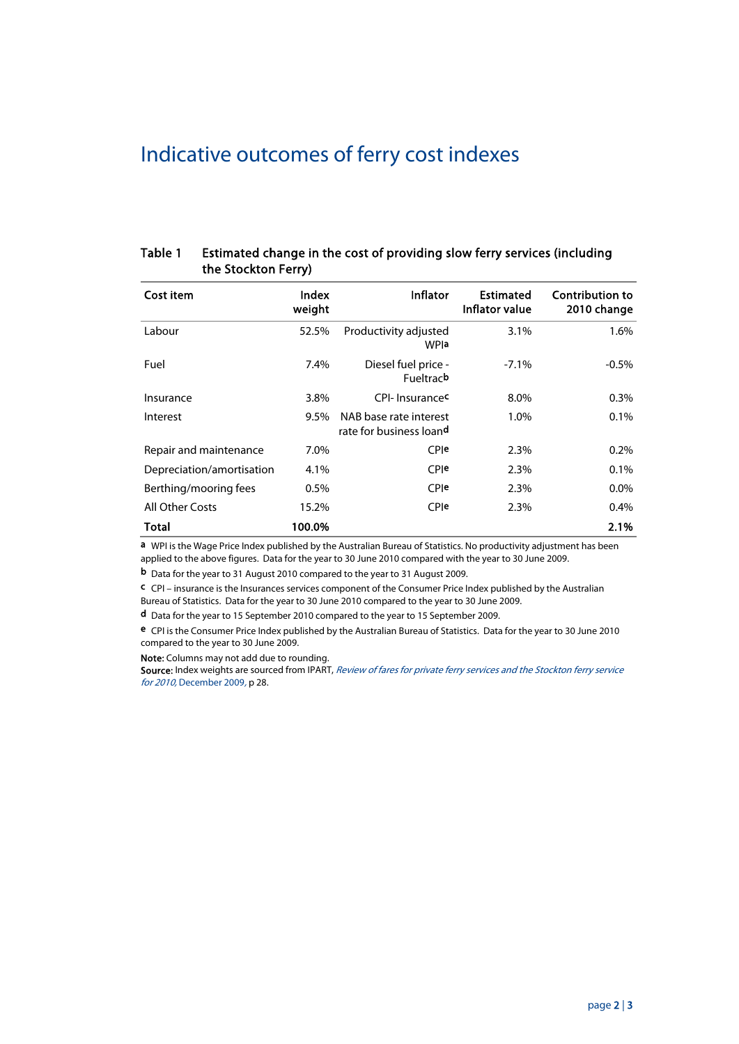# Indicative outcomes of ferry cost indexes

**Table 1 Estimated change in the cost of providing slow ferry services (including the Stockton Ferry)**

| Cost item | Index weight | Inflator | Estimated Inflator value | Contribution to 2010 change |
|---|---|---|---|---|
| Labour | 52.5% | Productivity adjusted WPI[a] | 3.1% | 1.6% |
| Fuel | 7.4% | Diesel fuel price - Fueltrac[b] | -7.1% | -0.5% |
| Insurance | 3.8% | CPI- Insurance[c] | 8.0% | 0.3% |
| Interest | 9.5% | NAB base rate interest rate for business loan[d] | 1.0% | 0.1% |
| Repair and maintenance | 7.0% | CPI[e] | 2.3% | 0.2% |
| Depreciation/amortisation | 4.1% | CPI[e] | 2.3% | 0.1% |
| Berthing/mooring fees | 0.5% | CPI[e] | 2.3% | 0.0% |
| All Other Costs | 15.2% | CPI[e] | 2.3% | 0.4% |
| **Total** | **100.0%** | | | **2.1%** |

[a] WPI is the Wage Price Index published by the Australian Bureau of Statistics. No productivity adjustment has been applied to the above figures. Data for the year to 30 June 2010 compared with the year to 30 June 2009.

[b] Data for the year to 31 August 2010 compared to the year to 31 August 2009.

[c] CPI – insurance is the Insurances services component of the Consumer Price Index published by the Australian Bureau of Statistics. Data for the year to 30 June 2010 compared to the year to 30 June 2009.

[d] Data for the year to 15 September 2010 compared to the year to 15 September 2009.

[e] CPI is the Consumer Price Index published by the Australian Bureau of Statistics. Data for the year to 30 June 2010 compared to the year to 30 June 2009.

**Note:** Columns may not add due to rounding.
**Source:** Index weights are sourced from IPART, *Review of fares for private ferry services and the Stockton ferry service for 2010*, December 2009, p 28.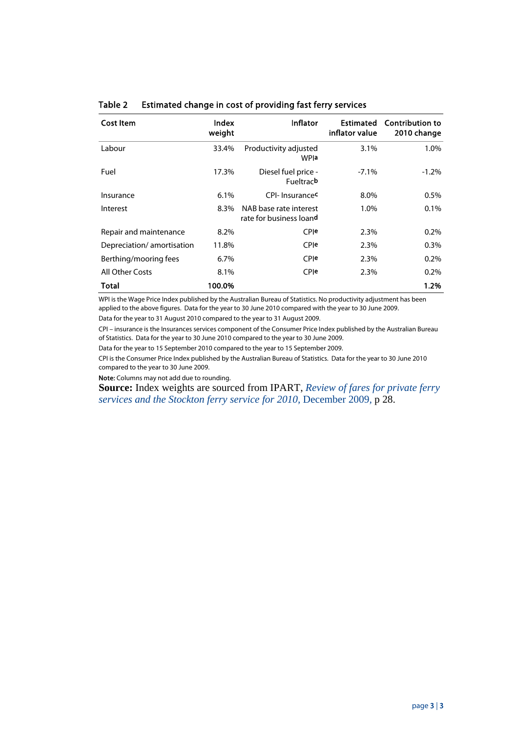Table 2 Estimated change in cost of providing fast ferry services

| Cost Item | Index weight | Inflator | Estimated inflator value | Contribution to 2010 change |
|---|---|---|---|---|
| Labour | 33.4% | Productivity adjusted WPI[a] | 3.1% | 1.0% |
| Fuel | 17.3% | Diesel fuel price - Fueltrac[b] | -7.1% | -1.2% |
| Insurance | 6.1% | CPI- Insurance[c] | 8.0% | 0.5% |
| Interest | 8.3% | NAB base rate interest rate for business loan[d] | 1.0% | 0.1% |
| Repair and maintenance | 8.2% | CPI[e] | 2.3% | 0.2% |
| Depreciation/ amortisation | 11.8% | CPI[e] | 2.3% | 0.3% |
| Berthing/mooring fees | 6.7% | CPI[e] | 2.3% | 0.2% |
| All Other Costs | 8.1% | CPI[e] | 2.3% | 0.2% |
| **Total** | **100.0%** | | | **1.2%** |

WPI is the Wage Price Index published by the Australian Bureau of Statistics. No productivity adjustment has been applied to the above figures. Data for the year to 30 June 2010 compared with the year to 30 June 2009.

Data for the year to 31 August 2010 compared to the year to 31 August 2009.

CPI – insurance is the Insurances services component of the Consumer Price Index published by the Australian Bureau of Statistics. Data for the year to 30 June 2010 compared to the year to 30 June 2009.

Data for the year to 15 September 2010 compared to the year to 15 September 2009.

CPI is the Consumer Price Index published by the Australian Bureau of Statistics. Data for the year to 30 June 2010 compared to the year to 30 June 2009.

**Note:** Columns may not add due to rounding.

**Source:** Index weights are sourced from IPART, *Review of fares for private ferry services and the Stockton ferry service for 2010,* December 2009, p 28.